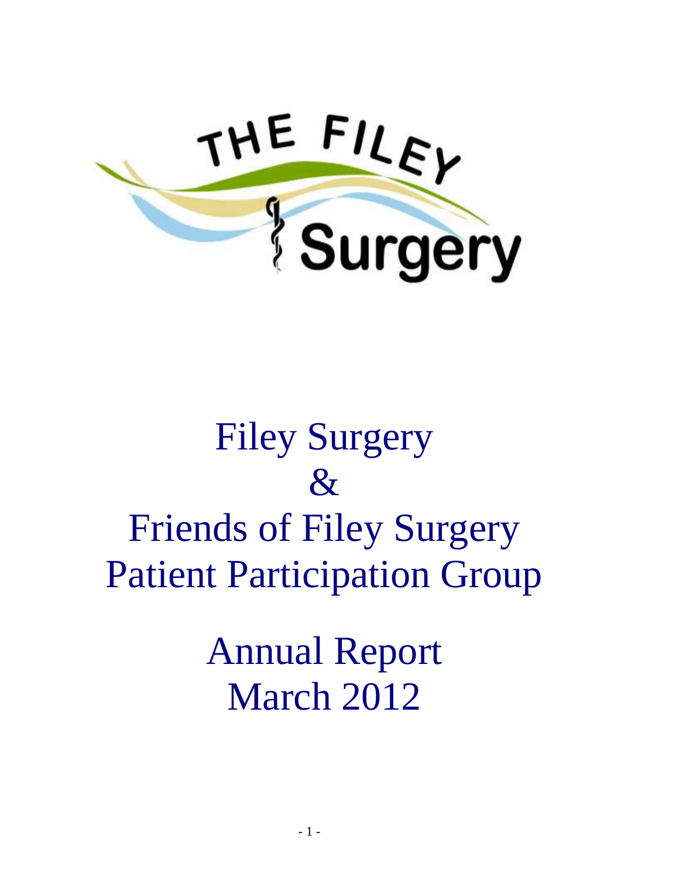THE FILEY Surgery

# Filey Surgery & Friends of Filey Surgery Patient Participation Group

# Annual Report March 2012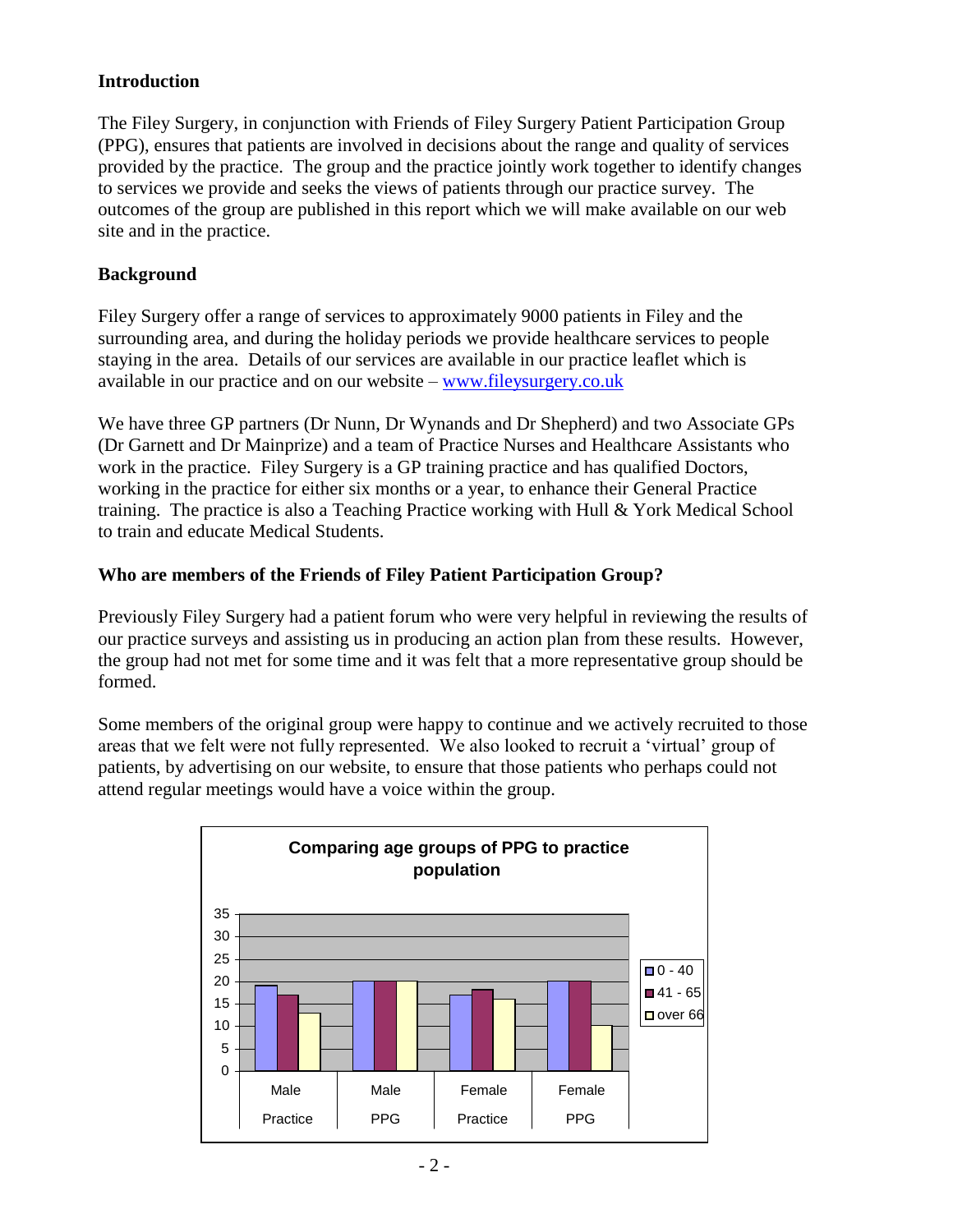## Introduction

The Filey Surgery, in conjunction with Friends of Filey Surgery Patient Participation Group (PPG), ensures that patients are involved in decisions about the range and quality of services provided by the practice. The group and the practice jointly work together to identify changes to services we provide and seeks the views of patients through our practice survey. The outcomes of the group are published in this report which we will make available on our web site and in the practice.

## Background

Filey Surgery offer a range of services to approximately 9000 patients in Filey and the surrounding area, and during the holiday periods we provide healthcare services to people staying in the area. Details of our services are available in our practice leaflet which is available in our practice and on our website – www.fileysurgery.co.uk

We have three GP partners (Dr Nunn, Dr Wynands and Dr Shepherd) and two Associate GPs (Dr Garnett and Dr Mainprize) and a team of Practice Nurses and Healthcare Assistants who work in the practice. Filey Surgery is a GP training practice and has qualified Doctors, working in the practice for either six months or a year, to enhance their General Practice training. The practice is also a Teaching Practice working with Hull & York Medical School to train and educate Medical Students.

## Who are members of the Friends of Filey Patient Participation Group?

Previously Filey Surgery had a patient forum who were very helpful in reviewing the results of our practice surveys and assisting us in producing an action plan from these results. However, the group had not met for some time and it was felt that a more representative group should be formed.

Some members of the original group were happy to continue and we actively recruited to those areas that we felt were not fully represented. We also looked to recruit a 'virtual' group of patients, by advertising on our website, to ensure that those patients who perhaps could not attend regular meetings would have a voice within the group.

**Comparing age groups of PPG to practice population**

| | 0 - 40 | 41 - 65 | over 66 |
|---|---|---|---|
| Male Practice | 19 | 17 | 13 |
| Male PPG | 20 | 20 | 20 |
| Female Practice | 17 | 18 | 16 |
| Female PPG | 20 | 20 | 10 |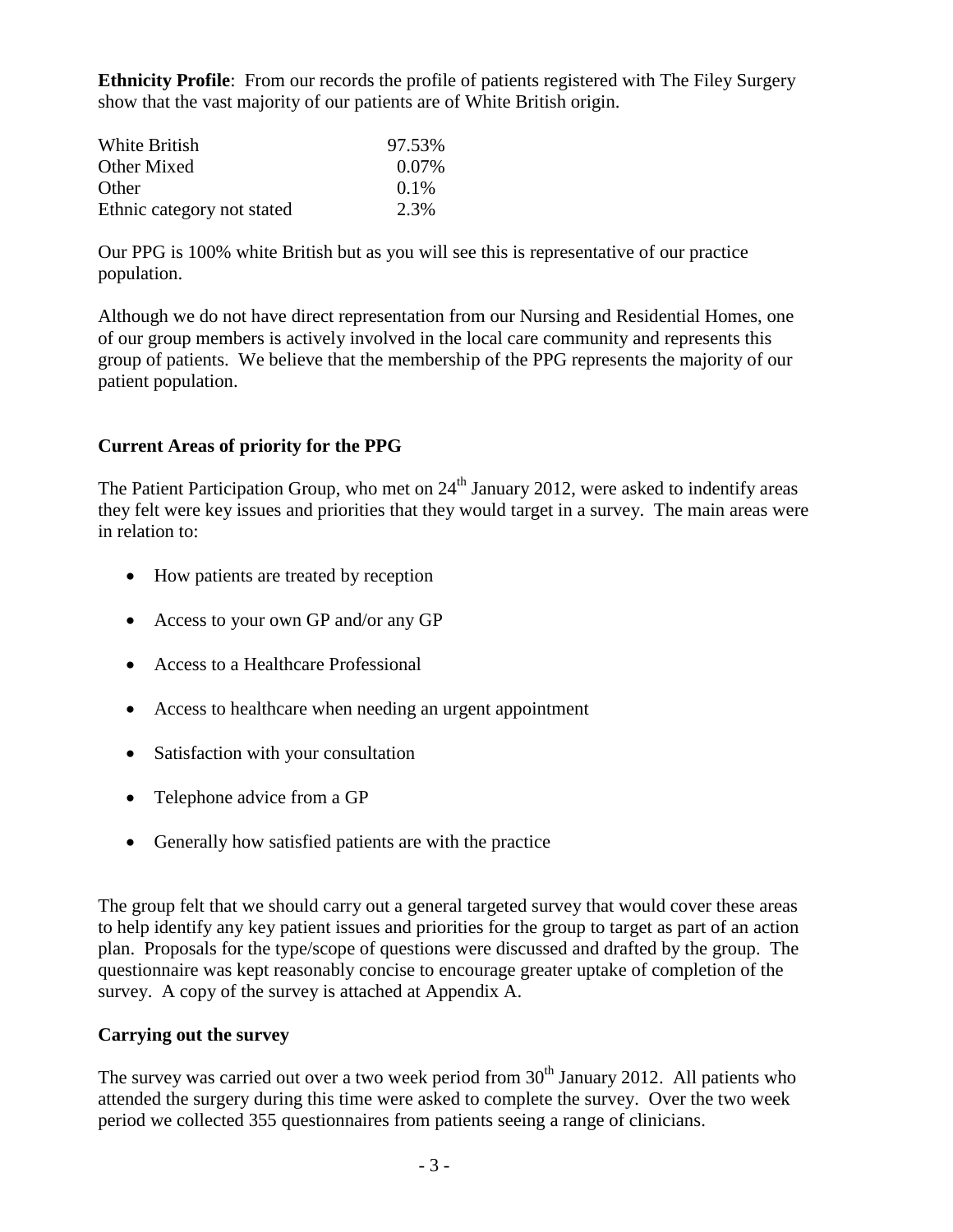**Ethnicity Profile**: From our records the profile of patients registered with The Filey Surgery show that the vast majority of our patients are of White British origin.

| | |
|---|---|
| White British | 97.53% |
| Other Mixed | 0.07% |
| Other | 0.1% |
| Ethnic category not stated | 2.3% |

Our PPG is 100% white British but as you will see this is representative of our practice population.

Although we do not have direct representation from our Nursing and Residential Homes, one of our group members is actively involved in the local care community and represents this group of patients. We believe that the membership of the PPG represents the majority of our patient population.

**Current Areas of priority for the PPG**

The Patient Participation Group, who met on 24th January 2012, were asked to indentify areas they felt were key issues and priorities that they would target in a survey. The main areas were in relation to:

- How patients are treated by reception
- Access to your own GP and/or any GP
- Access to a Healthcare Professional
- Access to healthcare when needing an urgent appointment
- Satisfaction with your consultation
- Telephone advice from a GP
- Generally how satisfied patients are with the practice

The group felt that we should carry out a general targeted survey that would cover these areas to help identify any key patient issues and priorities for the group to target as part of an action plan. Proposals for the type/scope of questions were discussed and drafted by the group. The questionnaire was kept reasonably concise to encourage greater uptake of completion of the survey. A copy of the survey is attached at Appendix A.

**Carrying out the survey**

The survey was carried out over a two week period from 30th January 2012. All patients who attended the surgery during this time were asked to complete the survey. Over the two week period we collected 355 questionnaires from patients seeing a range of clinicians.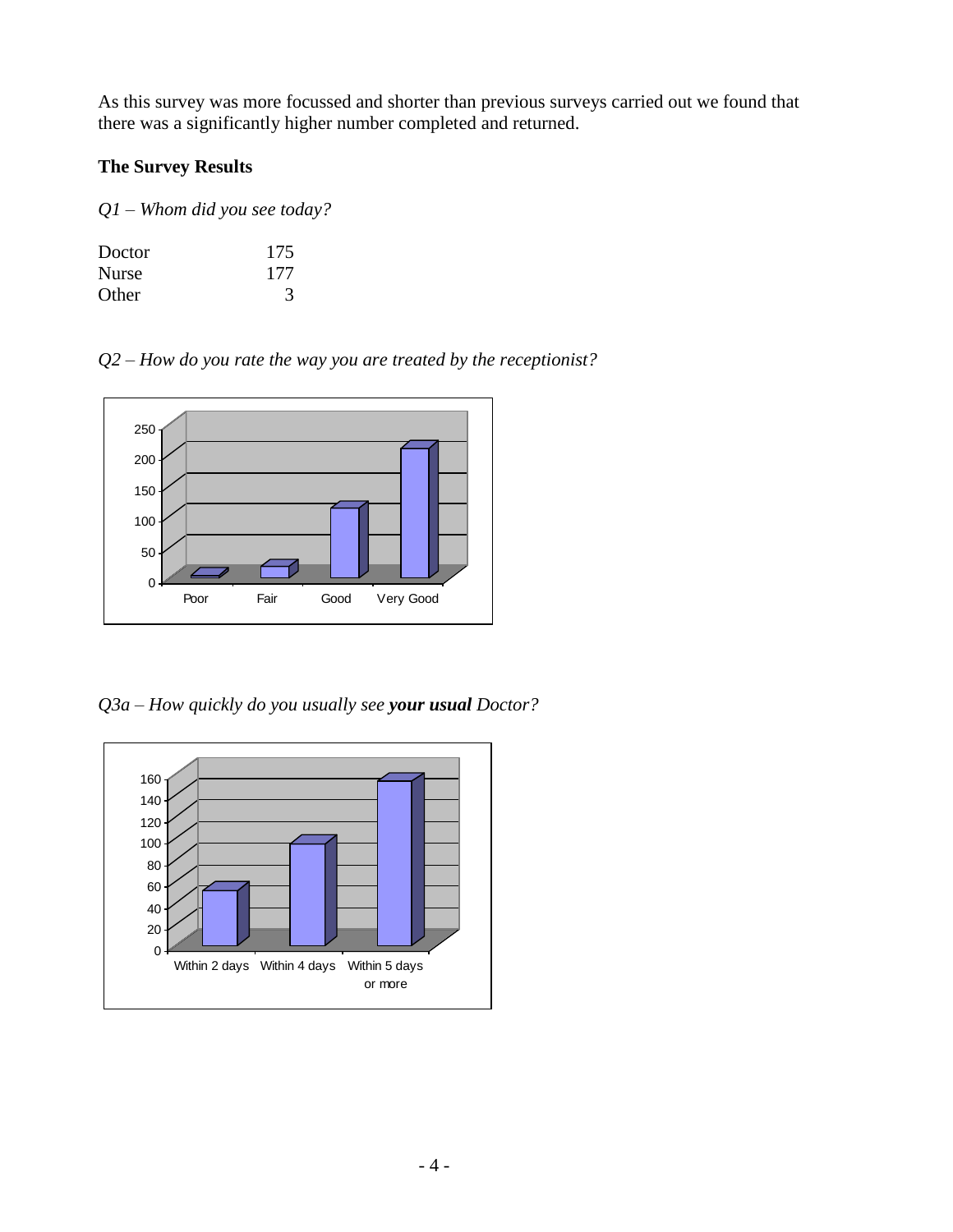As this survey was more focussed and shorter than previous surveys carried out we found that there was a significantly higher number completed and returned.

**The Survey Results**

*Q1 – Whom did you see today?*

| | |
|---|---|
| Doctor | 175 |
| Nurse | 177 |
| Other | 3 |

*Q2 – How do you rate the way you are treated by the receptionist?*

*Q3a – How quickly do you usually see **your usual** Doctor?*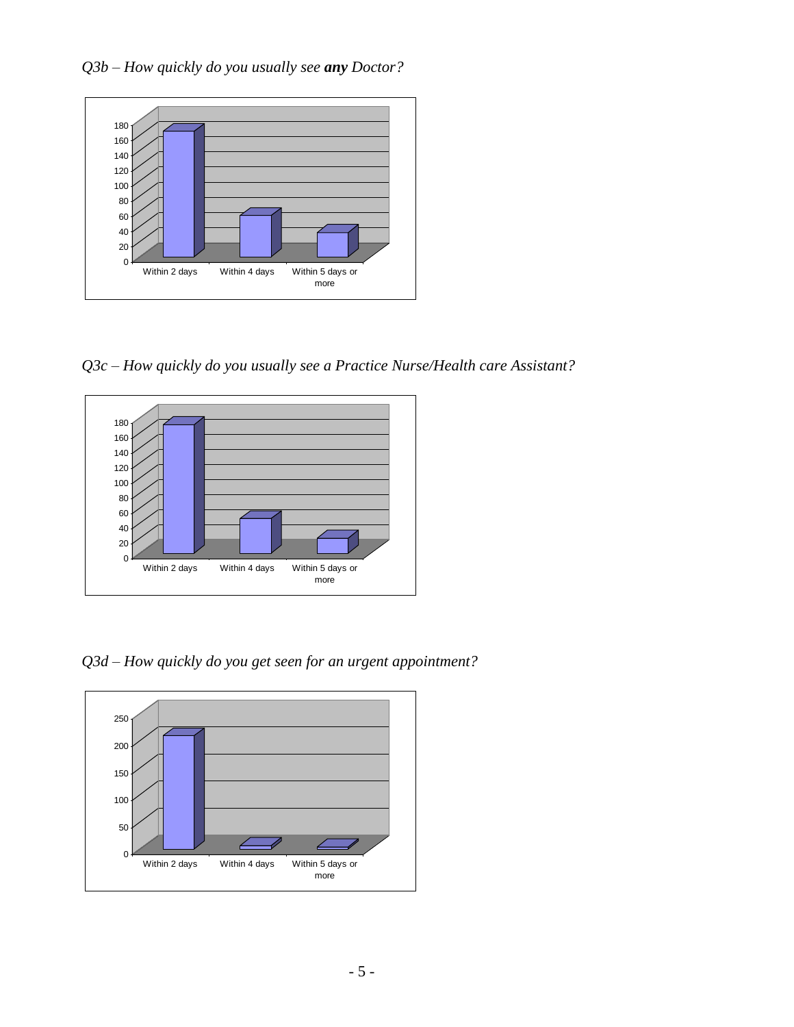*Q3b – How quickly do you usually see **any** Doctor?*

*Q3c – How quickly do you usually see a Practice Nurse/Health care Assistant?*

*Q3d – How quickly do you get seen for an urgent appointment?*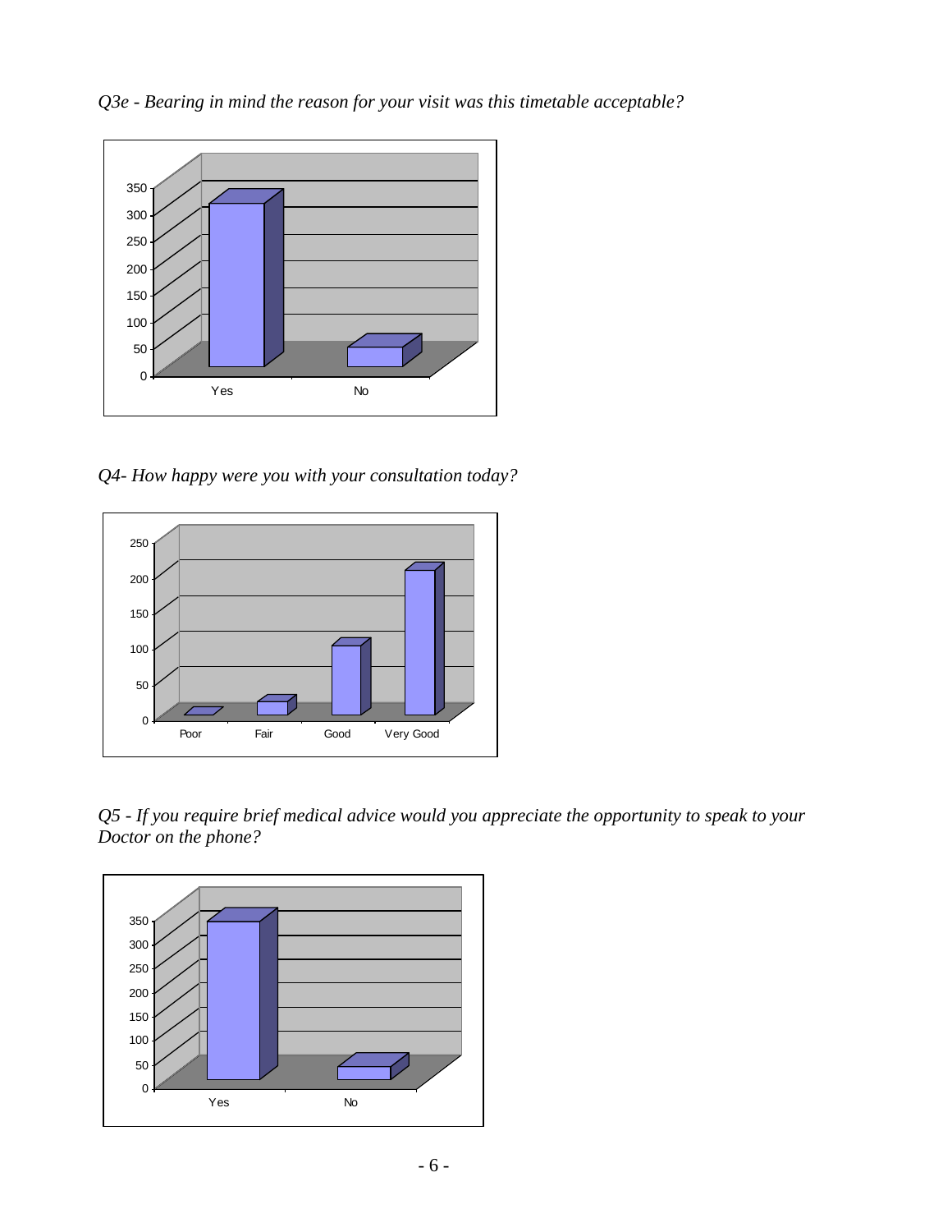*Q3e - Bearing in mind the reason for your visit was this timetable acceptable?*

*Q4- How happy were you with your consultation today?*

*Q5 - If you require brief medical advice would you appreciate the opportunity to speak to your Doctor on the phone?*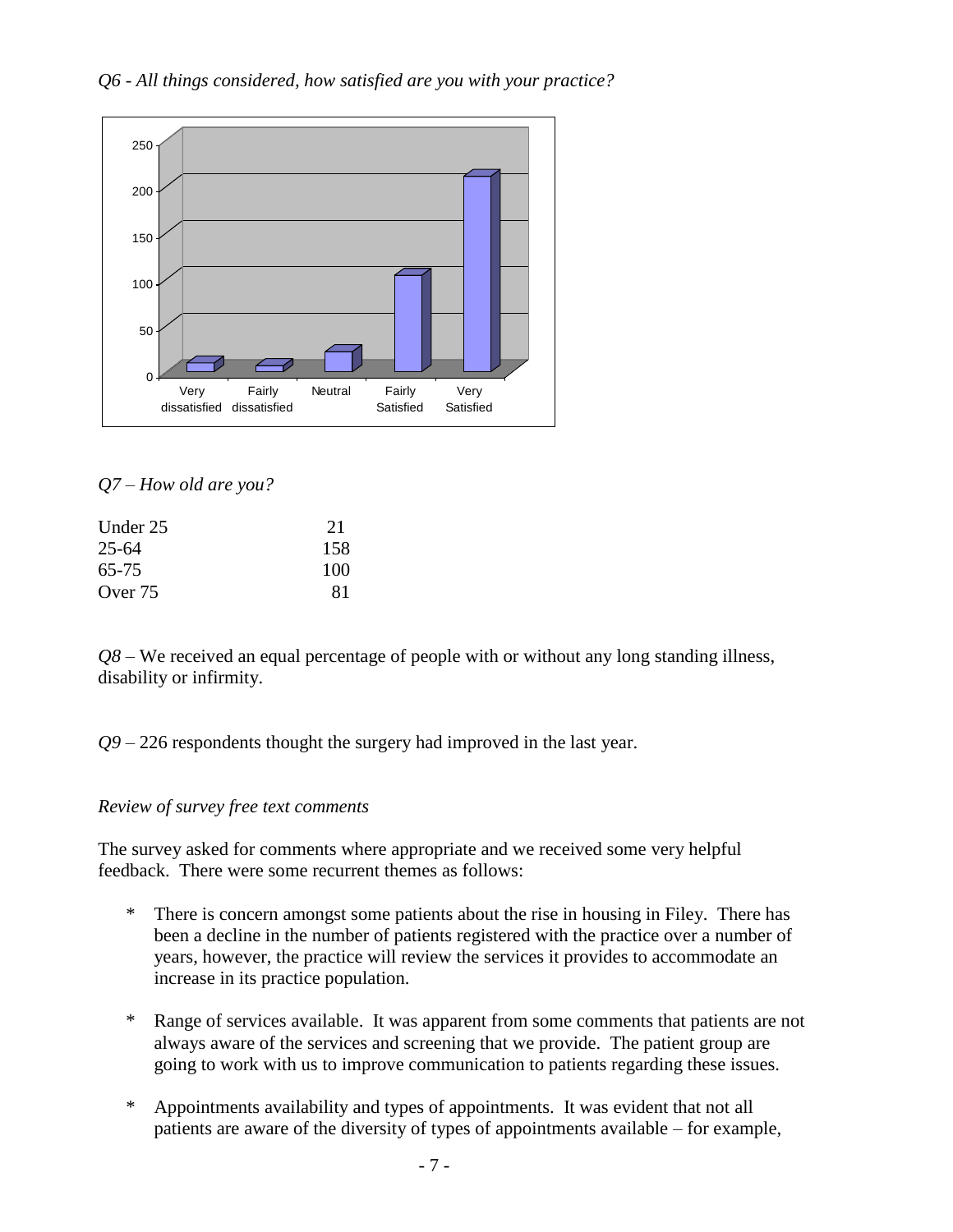*Q6 - All things considered, how satisfied are you with your practice?*

*Q7 – How old are you?*

| | |
|---|---|
| Under 25 | 21 |
| 25-64 | 158 |
| 65-75 | 100 |
| Over 75 | 81 |

*Q8* – We received an equal percentage of people with or without any long standing illness, disability or infirmity.

*Q9* – 226 respondents thought the surgery had improved in the last year.

*Review of survey free text comments*

The survey asked for comments where appropriate and we received some very helpful feedback. There were some recurrent themes as follows:

* There is concern amongst some patients about the rise in housing in Filey. There has been a decline in the number of patients registered with the practice over a number of years, however, the practice will review the services it provides to accommodate an increase in its practice population.

* Range of services available. It was apparent from some comments that patients are not always aware of the services and screening that we provide. The patient group are going to work with us to improve communication to patients regarding these issues.

* Appointments availability and types of appointments. It was evident that not all patients are aware of the diversity of types of appointments available – for example,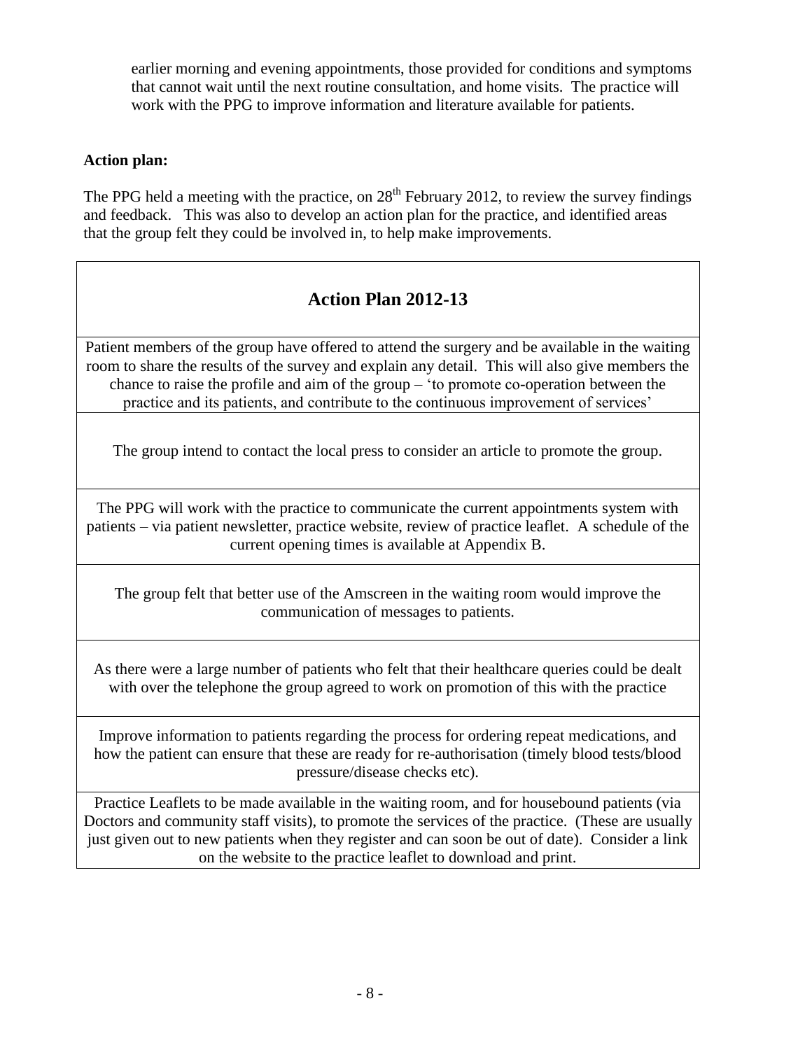earlier morning and evening appointments, those provided for conditions and symptoms that cannot wait until the next routine consultation, and home visits. The practice will work with the PPG to improve information and literature available for patients.

**Action plan:**

The PPG held a meeting with the practice, on 28th February 2012, to review the survey findings and feedback. This was also to develop an action plan for the practice, and identified areas that the group felt they could be involved in, to help make improvements.

| **Action Plan 2012-13** |
|---|
| Patient members of the group have offered to attend the surgery and be available in the waiting room to share the results of the survey and explain any detail. This will also give members the chance to raise the profile and aim of the group – 'to promote co-operation between the practice and its patients, and contribute to the continuous improvement of services' |
| The group intend to contact the local press to consider an article to promote the group. |
| The PPG will work with the practice to communicate the current appointments system with patients – via patient newsletter, practice website, review of practice leaflet. A schedule of the current opening times is available at Appendix B. |
| The group felt that better use of the Amscreen in the waiting room would improve the communication of messages to patients. |
| As there were a large number of patients who felt that their healthcare queries could be dealt with over the telephone the group agreed to work on promotion of this with the practice |
| Improve information to patients regarding the process for ordering repeat medications, and how the patient can ensure that these are ready for re-authorisation (timely blood tests/blood pressure/disease checks etc). |
| Practice Leaflets to be made available in the waiting room, and for housebound patients (via Doctors and community staff visits), to promote the services of the practice. (These are usually just given out to new patients when they register and can soon be out of date). Consider a link on the website to the practice leaflet to download and print. |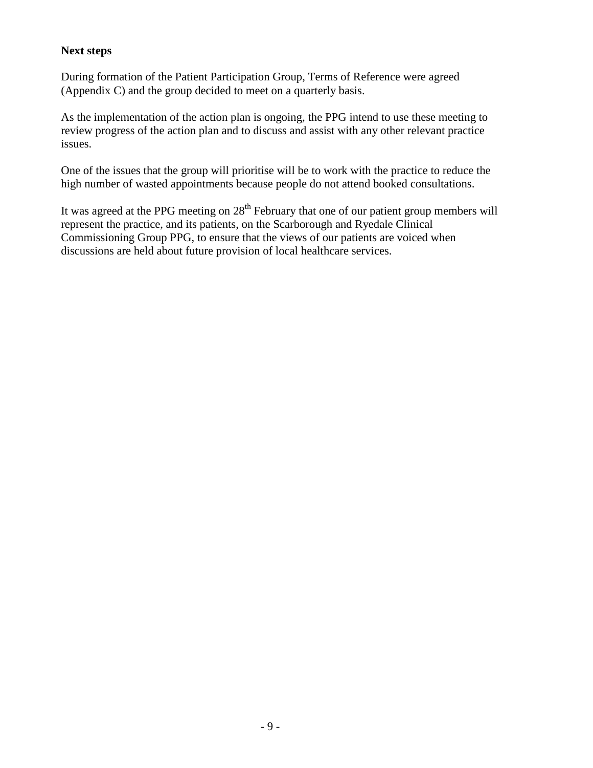**Next steps**

During formation of the Patient Participation Group, Terms of Reference were agreed (Appendix C) and the group decided to meet on a quarterly basis.

As the implementation of the action plan is ongoing, the PPG intend to use these meeting to review progress of the action plan and to discuss and assist with any other relevant practice issues.

One of the issues that the group will prioritise will be to work with the practice to reduce the high number of wasted appointments because people do not attend booked consultations.

It was agreed at the PPG meeting on 28th February that one of our patient group members will represent the practice, and its patients, on the Scarborough and Ryedale Clinical Commissioning Group PPG, to ensure that the views of our patients are voiced when discussions are held about future provision of local healthcare services.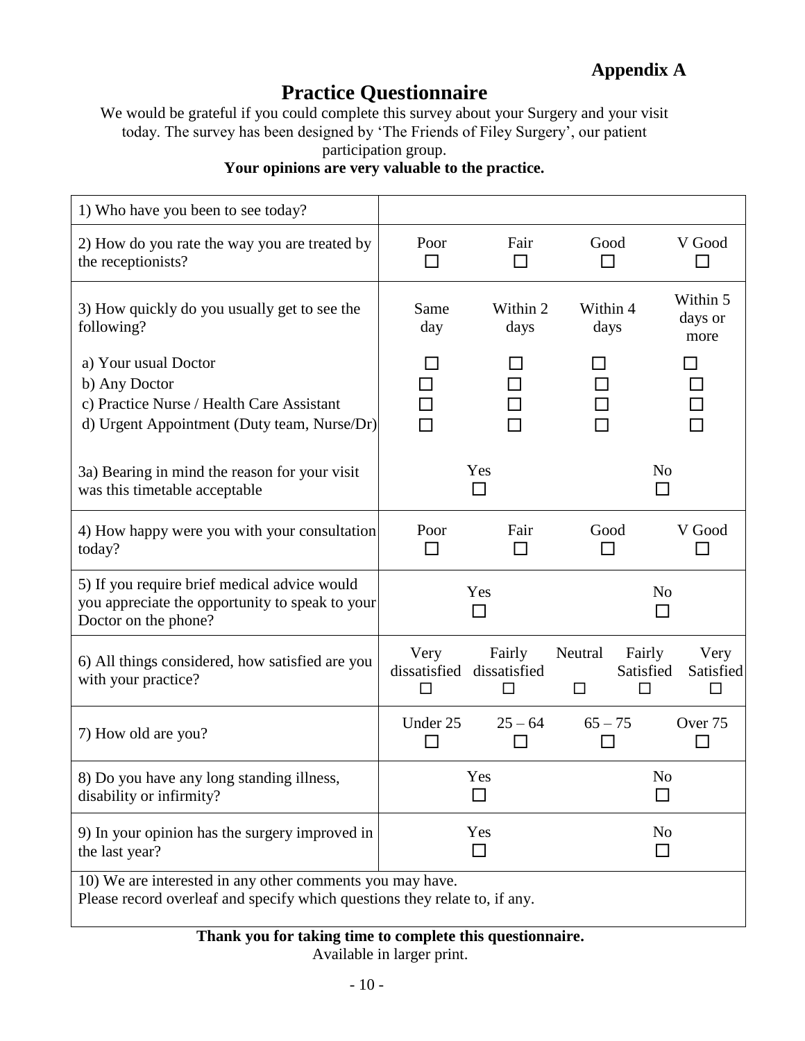**Appendix A**

# Practice Questionnaire

We would be grateful if you could complete this survey about your Surgery and your visit today. The survey has been designed by 'The Friends of Filey Surgery', our patient participation group.

**Your opinions are very valuable to the practice.**

| 1) Who have you been to see today? | | | | | |
|---|---|---|---|---|---|
| 2) How do you rate the way you are treated by the receptionists? | Poor ☐ | Fair ☐ | Good ☐ | V Good ☐ | |
| 3) How quickly do you usually get to see the following? | Same day | Within 2 days | Within 4 days | Within 5 days or more | |
| a) Your usual Doctor | ☐ | ☐ | ☐ | ☐ | |
| b) Any Doctor | ☐ | ☐ | ☐ | ☐ | |
| c) Practice Nurse / Health Care Assistant | ☐ | ☐ | ☐ | ☐ | |
| d) Urgent Appointment (Duty team, Nurse/Dr) | ☐ | ☐ | ☐ | ☐ | |
| 3a) Bearing in mind the reason for your visit was this timetable acceptable | Yes ☐ | | No ☐ | | |
| 4) How happy were you with your consultation today? | Poor ☐ | Fair ☐ | Good ☐ | V Good ☐ | |
| 5) If you require brief medical advice would you appreciate the opportunity to speak to your Doctor on the phone? | Yes ☐ | | No ☐ | | |
| 6) All things considered, how satisfied are you with your practice? | Very dissatisfied ☐ | Fairly dissatisfied ☐ | Neutral ☐ | Fairly Satisfied ☐ | Very Satisfied ☐ |
| 7) How old are you? | Under 25 ☐ | 25 – 64 ☐ | 65 – 75 ☐ | Over 75 ☐ | |
| 8) Do you have any long standing illness, disability or infirmity? | Yes ☐ | | No ☐ | | |
| 9) In your opinion has the surgery improved in the last year? | Yes ☐ | | No ☐ | | |

10) We are interested in any other comments you may have.
Please record overleaf and specify which questions they relate to, if any.

**Thank you for taking time to complete this questionnaire.**

Available in larger print.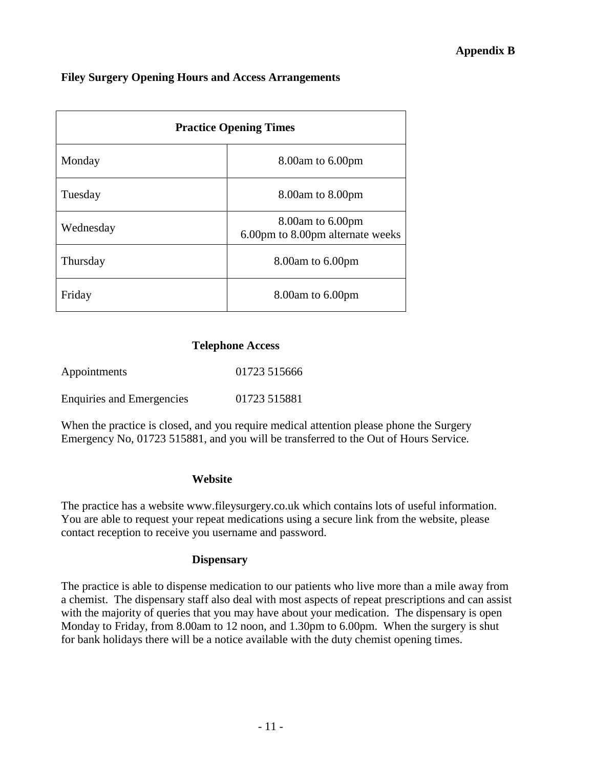**Appendix B**

## Filey Surgery Opening Hours and Access Arrangements

| Practice Opening Times | |
|---|---|
| Monday | 8.00am to 6.00pm |
| Tuesday | 8.00am to 8.00pm |
| Wednesday | 8.00am to 6.00pm<br>6.00pm to 8.00pm alternate weeks |
| Thursday | 8.00am to 6.00pm |
| Friday | 8.00am to 6.00pm |

### Telephone Access

| | |
|---|---|
| Appointments | 01723 515666 |
| Enquiries and Emergencies | 01723 515881 |

When the practice is closed, and you require medical attention please phone the Surgery Emergency No, 01723 515881, and you will be transferred to the Out of Hours Service.

### Website

The practice has a website www.fileysurgery.co.uk which contains lots of useful information. You are able to request your repeat medications using a secure link from the website, please contact reception to receive you username and password.

### Dispensary

The practice is able to dispense medication to our patients who live more than a mile away from a chemist. The dispensary staff also deal with most aspects of repeat prescriptions and can assist with the majority of queries that you may have about your medication. The dispensary is open Monday to Friday, from 8.00am to 12 noon, and 1.30pm to 6.00pm. When the surgery is shut for bank holidays there will be a notice available with the duty chemist opening times.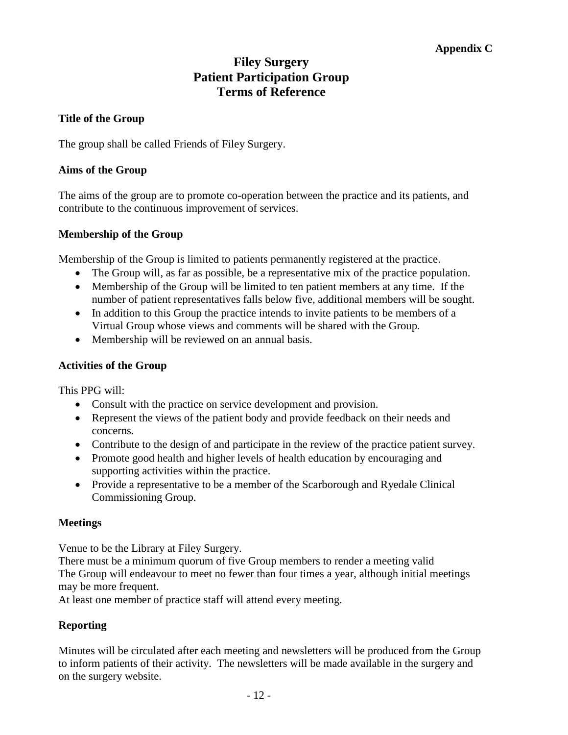**Appendix C**

# Filey Surgery
# Patient Participation Group
# Terms of Reference

### Title of the Group

The group shall be called Friends of Filey Surgery.

### Aims of the Group

The aims of the group are to promote co-operation between the practice and its patients, and contribute to the continuous improvement of services.

### Membership of the Group

Membership of the Group is limited to patients permanently registered at the practice.

- The Group will, as far as possible, be a representative mix of the practice population.
- Membership of the Group will be limited to ten patient members at any time. If the number of patient representatives falls below five, additional members will be sought.
- In addition to this Group the practice intends to invite patients to be members of a Virtual Group whose views and comments will be shared with the Group.
- Membership will be reviewed on an annual basis.

### Activities of the Group

This PPG will:

- Consult with the practice on service development and provision.
- Represent the views of the patient body and provide feedback on their needs and concerns.
- Contribute to the design of and participate in the review of the practice patient survey.
- Promote good health and higher levels of health education by encouraging and supporting activities within the practice.
- Provide a representative to be a member of the Scarborough and Ryedale Clinical Commissioning Group.

### Meetings

Venue to be the Library at Filey Surgery.
There must be a minimum quorum of five Group members to render a meeting valid
The Group will endeavour to meet no fewer than four times a year, although initial meetings may be more frequent.
At least one member of practice staff will attend every meeting.

### Reporting

Minutes will be circulated after each meeting and newsletters will be produced from the Group to inform patients of their activity. The newsletters will be made available in the surgery and on the surgery website.